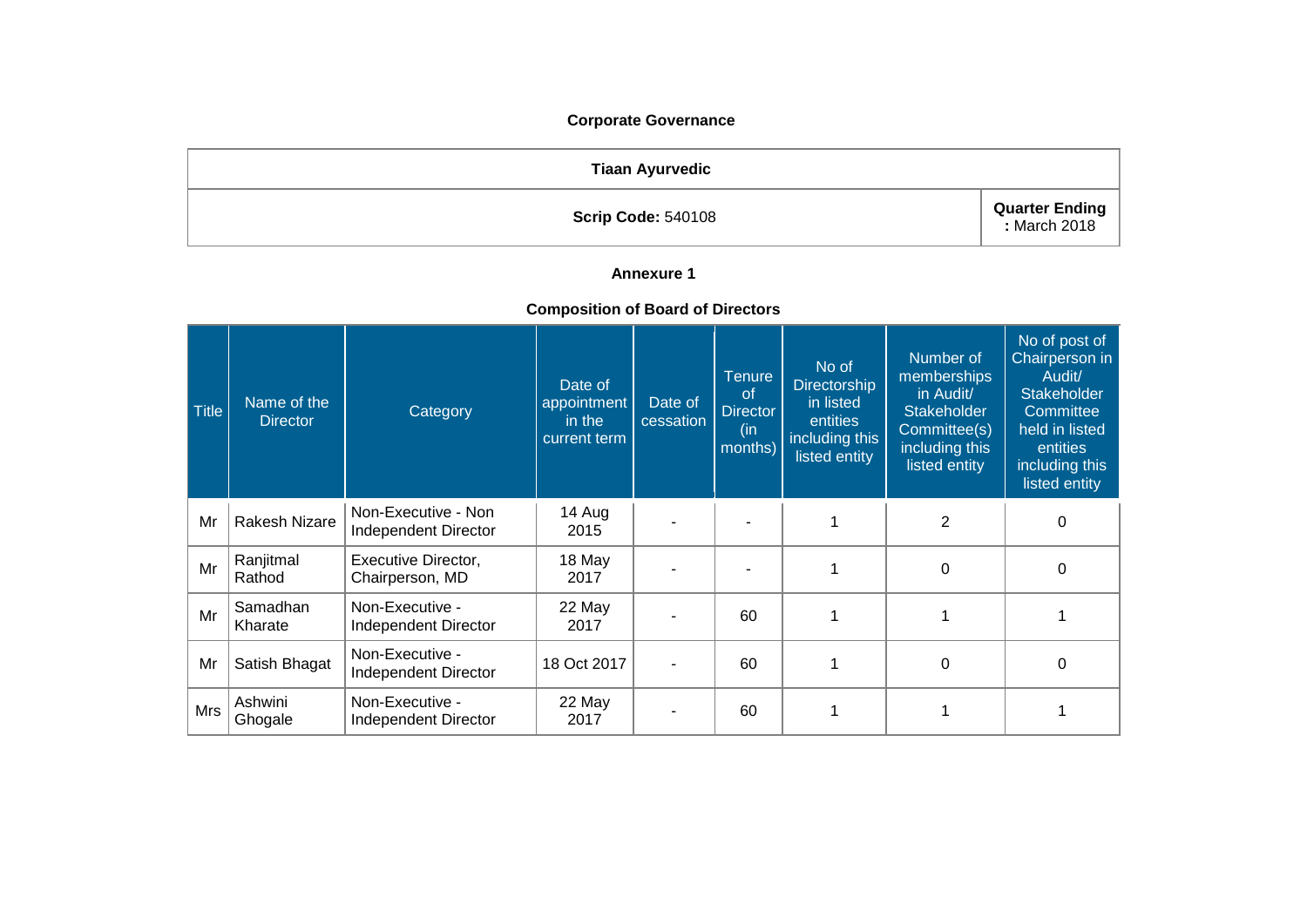# Corporate Governance

| Tiaan Ayurvedic | |
|---|---|
| **Scrip Code:** 540108 | **Quarter Ending :** March 2018 |

## Annexure 1

### Composition of Board of Directors

| Title | Name of the Director | Category | Date of appointment in the current term | Date of cessation | Tenure of Director (in months) | No of Directorship in listed entities including this listed entity | Number of memberships in Audit/ Stakeholder Committee(s) including this listed entity | No of post of Chairperson in Audit/ Stakeholder Committee held in listed entities including this listed entity |
|---|---|---|---|---|---|---|---|---|
| Mr | Rakesh Nizare | Non-Executive - Non Independent Director | 14 Aug 2015 | - | - | 1 | 2 | 0 |
| Mr | Ranjitmal Rathod | Executive Director, Chairperson, MD | 18 May 2017 | - | - | 1 | 0 | 0 |
| Mr | Samadhan Kharate | Non-Executive - Independent Director | 22 May 2017 | - | 60 | 1 | 1 | 1 |
| Mr | Satish Bhagat | Non-Executive - Independent Director | 18 Oct 2017 | - | 60 | 1 | 0 | 0 |
| Mrs | Ashwini Ghogale | Non-Executive - Independent Director | 22 May 2017 | - | 60 | 1 | 1 | 1 |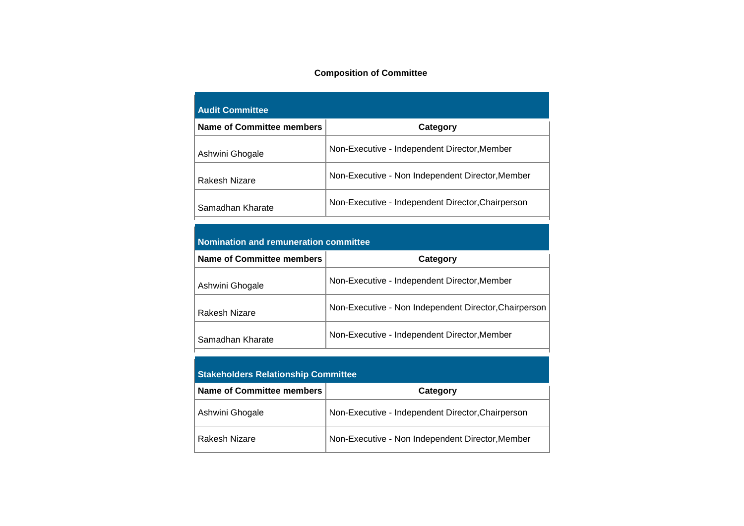### Composition of Committee

| Audit Committee | |
|---|---|
| **Name of Committee members** | **Category** |
| Ashwini Ghogale | Non-Executive - Independent Director,Member |
| Rakesh Nizare | Non-Executive - Non Independent Director,Member |
| Samadhan Kharate | Non-Executive - Independent Director,Chairperson |

| Nomination and remuneration committee | |
|---|---|
| **Name of Committee members** | **Category** |
| Ashwini Ghogale | Non-Executive - Independent Director,Member |
| Rakesh Nizare | Non-Executive - Non Independent Director,Chairperson |
| Samadhan Kharate | Non-Executive - Independent Director,Member |

| Stakeholders Relationship Committee | |
|---|---|
| **Name of Committee members** | **Category** |
| Ashwini Ghogale | Non-Executive - Independent Director,Chairperson |
| Rakesh Nizare | Non-Executive - Non Independent Director,Member |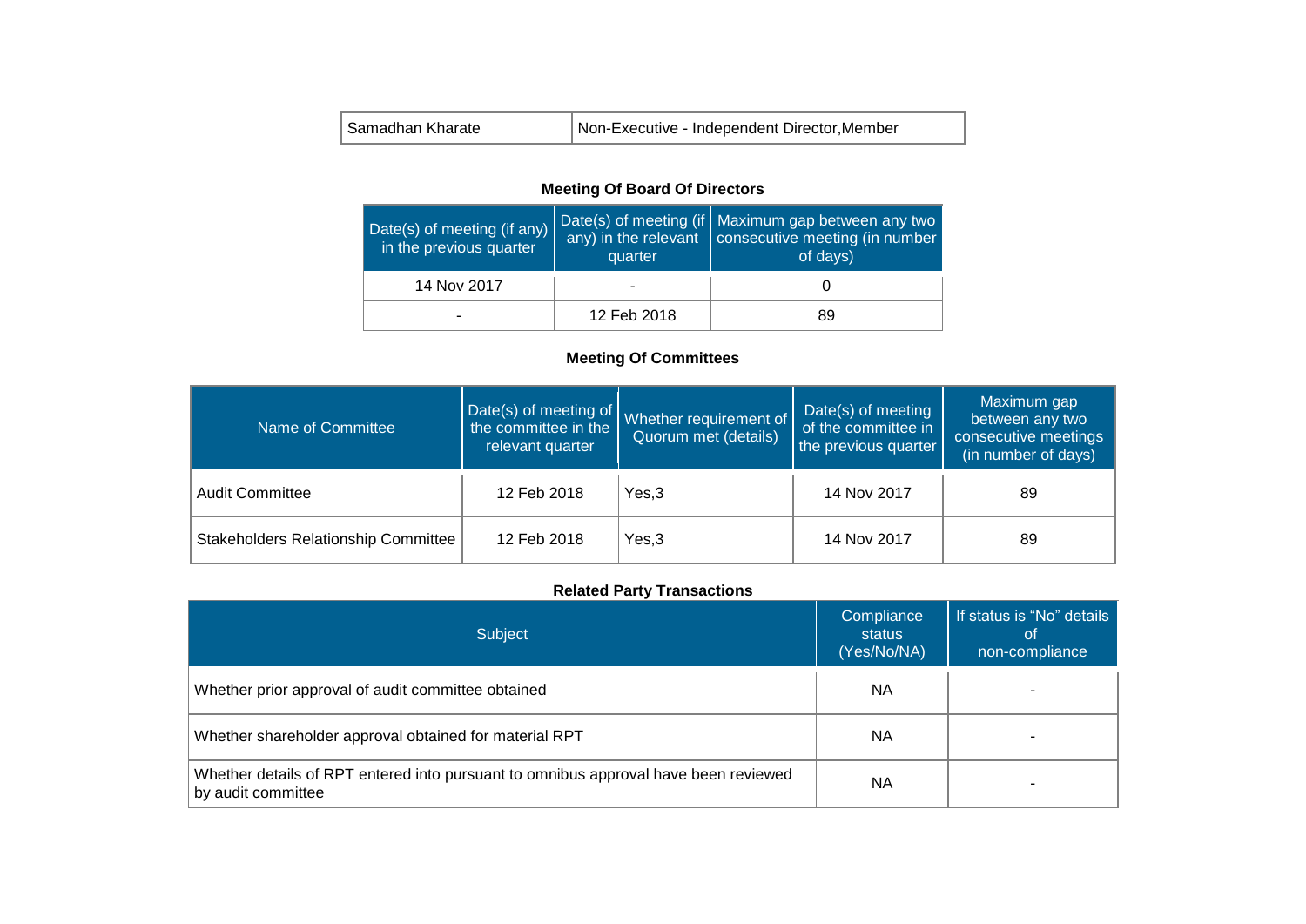| | |
|---|---|
| Samadhan Kharate | Non-Executive - Independent Director,Member |

### Meeting Of Board Of Directors

| Date(s) of meeting (if any) in the previous quarter | Date(s) of meeting (if any) in the relevant quarter | Maximum gap between any two consecutive meeting (in number of days) |
|---|---|---|
| 14 Nov 2017 | - | 0 |
| - | 12 Feb 2018 | 89 |

### Meeting Of Committees

| Name of Committee | Date(s) of meeting of the committee in the relevant quarter | Whether requirement of Quorum met (details) | Date(s) of meeting of the committee in the previous quarter | Maximum gap between any two consecutive meetings (in number of days) |
|---|---|---|---|---|
| Audit Committee | 12 Feb 2018 | Yes,3 | 14 Nov 2017 | 89 |
| Stakeholders Relationship Committee | 12 Feb 2018 | Yes,3 | 14 Nov 2017 | 89 |

### Related Party Transactions

| Subject | Compliance status (Yes/No/NA) | If status is “No” details of non-compliance |
|---|---|---|
| Whether prior approval of audit committee obtained | NA | - |
| Whether shareholder approval obtained for material RPT | NA | - |
| Whether details of RPT entered into pursuant to omnibus approval have been reviewed by audit committee | NA | - |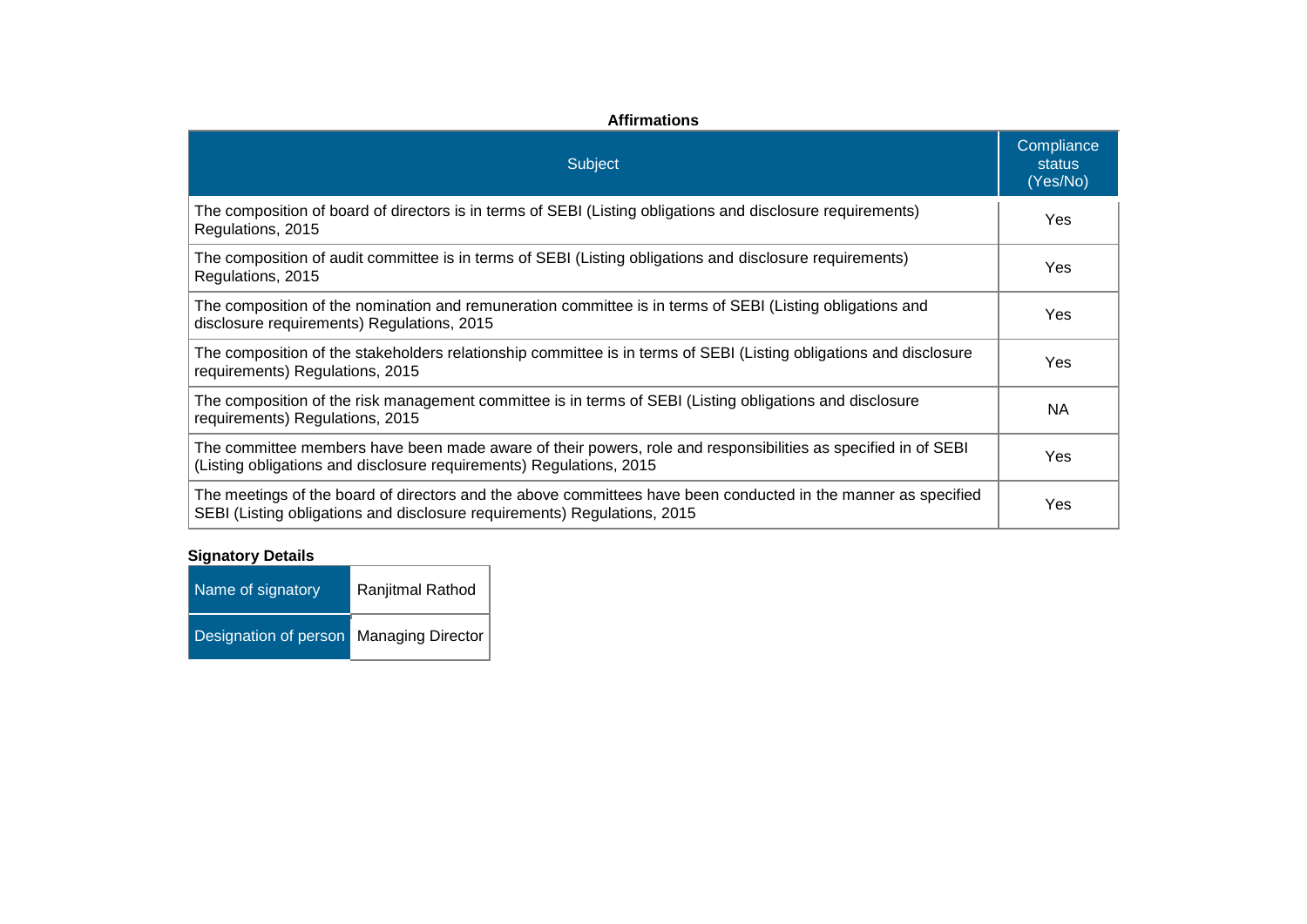**Affirmations**

| Subject | Compliance status (Yes/No) |
|---|---|
| The composition of board of directors is in terms of SEBI (Listing obligations and disclosure requirements) Regulations, 2015 | Yes |
| The composition of audit committee is in terms of SEBI (Listing obligations and disclosure requirements) Regulations, 2015 | Yes |
| The composition of the nomination and remuneration committee is in terms of SEBI (Listing obligations and disclosure requirements) Regulations, 2015 | Yes |
| The composition of the stakeholders relationship committee is in terms of SEBI (Listing obligations and disclosure requirements) Regulations, 2015 | Yes |
| The composition of the risk management committee is in terms of SEBI (Listing obligations and disclosure requirements) Regulations, 2015 | NA |
| The committee members have been made aware of their powers, role and responsibilities as specified in of SEBI (Listing obligations and disclosure requirements) Regulations, 2015 | Yes |
| The meetings of the board of directors and the above committees have been conducted in the manner as specified SEBI (Listing obligations and disclosure requirements) Regulations, 2015 | Yes |

**Signatory Details**

| | |
|---|---|
| Name of signatory | Ranjitmal Rathod |
| Designation of person | Managing Director |